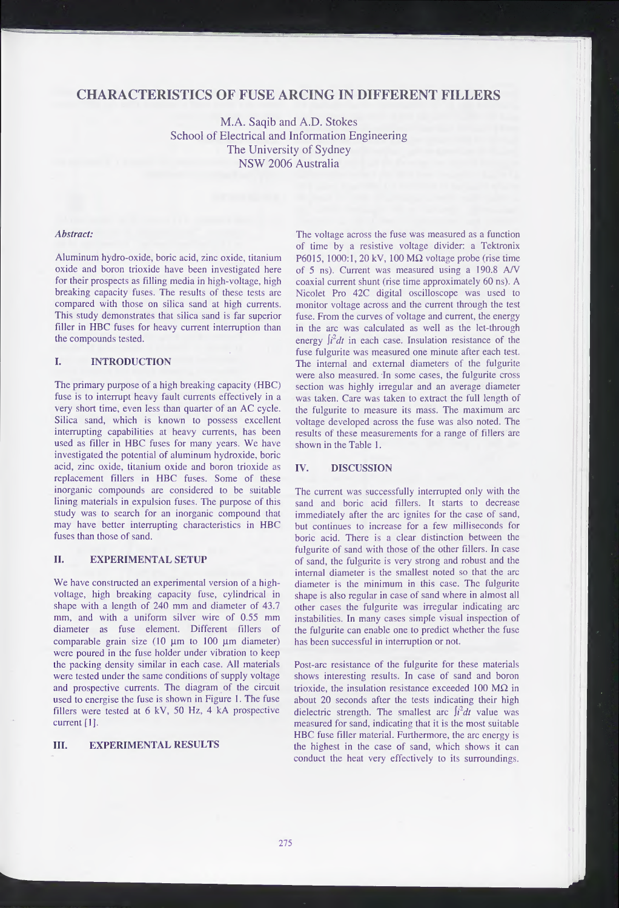# CHARACTERISTICS OF FUSE ARCING IN DIFFERENT FILLERS

M.A. Saqib and A.D. Stokes
School of Electrical and Information Engineering
The University of Sydney
NSW 2006 Australia

### *Abstract:*

Aluminum hydro-oxide, boric acid, zinc oxide, titanium oxide and boron trioxide have been investigated here for their prospects as filling media in high-voltage, high breaking capacity fuses. The results of these tests are compared with those on silica sand at high currents. This study demonstrates that silica sand is far superior filler in HBC fuses for heavy current interruption than the compounds tested.

## I. INTRODUCTION

The primary purpose of a high breaking capacity (HBC) fuse is to interrupt heavy fault currents effectively in a very short time, even less than quarter of an AC cycle. Silica sand, which is known to possess excellent interrupting capabilities at heavy currents, has been used as filler in HBC fuses for many years. We have investigated the potential of aluminum hydroxide, boric acid, zinc oxide, titanium oxide and boron trioxide as replacement fillers in HBC fuses. Some of these inorganic compounds are considered to be suitable lining materials in expulsion fuses. The purpose of this study was to search for an inorganic compound that may have better interrupting characteristics in HBC fuses than those of sand.

## II. EXPERIMENTAL SETUP

We have constructed an experimental version of a high-voltage, high breaking capacity fuse, cylindrical in shape with a length of 240 mm and diameter of 43.7 mm, and with a uniform silver wire of 0.55 mm diameter as fuse element. Different fillers of comparable grain size (10 µm to 100 µm diameter) were poured in the fuse holder under vibration to keep the packing density similar in each case. All materials were tested under the same conditions of supply voltage and prospective currents. The diagram of the circuit used to energise the fuse is shown in Figure 1. The fuse fillers were tested at 6 kV, 50 Hz, 4 kA prospective current [1].

## III. EXPERIMENTAL RESULTS

The voltage across the fuse was measured as a function of time by a resistive voltage divider: a Tektronix P6015, 1000:1, 20 kV, 100 MΩ voltage probe (rise time of 5 ns). Current was measured using a 190.8 A/V coaxial current shunt (rise time approximately 60 ns). A Nicolet Pro 42C digital oscilloscope was used to monitor voltage across and the current through the test fuse. From the curves of voltage and current, the energy in the arc was calculated as well as the let-through energy $\int i^2 dt$ in each case. Insulation resistance of the fuse fulgurite was measured one minute after each test. The internal and external diameters of the fulgurite were also measured. In some cases, the fulgurite cross section was highly irregular and an average diameter was taken. Care was taken to extract the full length of the fulgurite to measure its mass. The maximum arc voltage developed across the fuse was also noted. The results of these measurements for a range of fillers are shown in the Table 1.

## IV. DISCUSSION

The current was successfully interrupted only with the sand and boric acid fillers. It starts to decrease immediately after the arc ignites for the case of sand, but continues to increase for a few milliseconds for boric acid. There is a clear distinction between the fulgurite of sand with those of the other fillers. In case of sand, the fulgurite is very strong and robust and the internal diameter is the smallest noted so that the arc diameter is the minimum in this case. The fulgurite shape is also regular in case of sand where in almost all other cases the fulgurite was irregular indicating arc instabilities. In many cases simple visual inspection of the fulgurite can enable one to predict whether the fuse has been successful in interruption or not.

Post-arc resistance of the fulgurite for these materials shows interesting results. In case of sand and boron trioxide, the insulation resistance exceeded 100 MΩ in about 20 seconds after the tests indicating their high dielectric strength. The smallest arc $\int i^2 dt$ value was measured for sand, indicating that it is the most suitable HBC fuse filler material. Furthermore, the arc energy is the highest in the case of sand, which shows it can conduct the heat very effectively to its surroundings.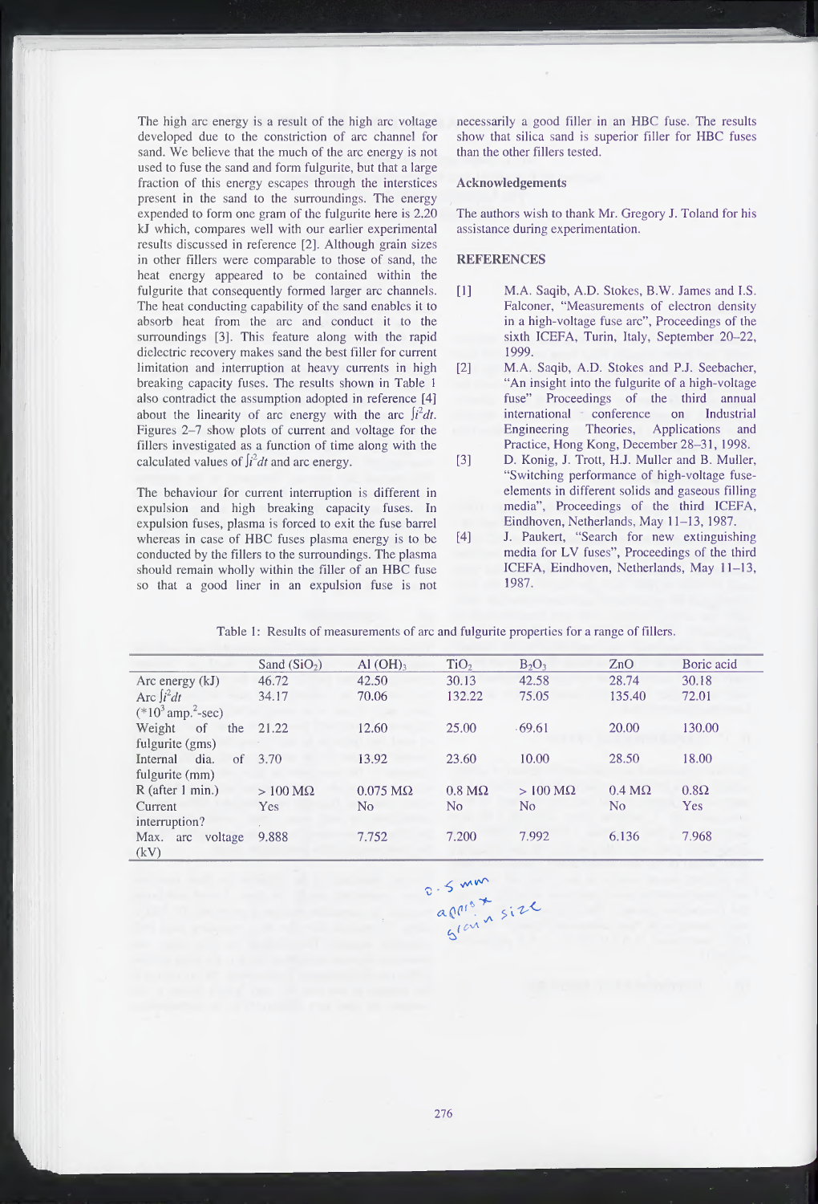The high arc energy is a result of the high arc voltage developed due to the constriction of arc channel for sand. We believe that the much of the arc energy is not used to fuse the sand and form fulgurite, but that a large fraction of this energy escapes through the interstices present in the sand to the surroundings. The energy expended to form one gram of the fulgurite here is 2.20 kJ which, compares well with our earlier experimental results discussed in reference [2]. Although grain sizes in other fillers were comparable to those of sand, the heat energy appeared to be contained within the fulgurite that consequently formed larger arc channels. The heat conducting capability of the sand enables it to absorb heat from the arc and conduct it to the surroundings [3]. This feature along with the rapid dielectric recovery makes sand the best filler for current limitation and interruption at heavy currents in high breaking capacity fuses. The results shown in Table 1 also contradict the assumption adopted in reference [4] about the linearity of arc energy with the arc $\int i^2 dt$. Figures 2–7 show plots of current and voltage for the fillers investigated as a function of time along with the calculated values of $\int i^2 dt$ and arc energy.

The behaviour for current interruption is different in expulsion and high breaking capacity fuses. In expulsion fuses, plasma is forced to exit the fuse barrel whereas in case of HBC fuses plasma energy is to be conducted by the fillers to the surroundings. The plasma should remain wholly within the filler of an HBC fuse so that a good liner in an expulsion fuse is not necessarily a good filler in an HBC fuse. The results show that silica sand is superior filler for HBC fuses than the other fillers tested.

## Acknowledgements

The authors wish to thank Mr. Gregory J. Toland for his assistance during experimentation.

## REFERENCES

[1] M.A. Saqib, A.D. Stokes, B.W. James and I.S. Falconer, "Measurements of electron density in a high-voltage fuse arc", Proceedings of the sixth ICEFA, Turin, Italy, September 20–22, 1999.

[2] M.A. Saqib, A.D. Stokes and P.J. Seebacher, "An insight into the fulgurite of a high-voltage fuse" Proceedings of the third annual international conference on Industrial Engineering Theories, Applications and Practice, Hong Kong, December 28–31, 1998.

[3] D. Konig, J. Trott, H.J. Muller and B. Muller, "Switching performance of high-voltage fuse-elements in different solids and gaseous filling media", Proceedings of the third ICEFA, Eindhoven, Netherlands, May 11–13, 1987.

[4] J. Paukert, "Search for new extinguishing media for LV fuses", Proceedings of the third ICEFA, Eindhoven, Netherlands, May 11–13, 1987.

Table 1: Results of measurements of arc and fulgurite properties for a range of fillers.

| | Sand ($SiO_2$) | Al $(OH)_3$ | $TiO_2$ | $B_2O_3$ | ZnO | Boric acid |
|---|---|---|---|---|---|---|
| Arc energy (kJ) | 46.72 | 42.50 | 30.13 | 42.58 | 28.74 | 30.18 |
| Arc $\int i^2 dt$ ($*10^3$ amp.$^2$-sec) | 34.17 | 70.06 | 132.22 | 75.05 | 135.40 | 72.01 |
| Weight of the fulgurite (gms) | 21.22 | 12.60 | 25.00 | 69.61 | 20.00 | 130.00 |
| Internal dia. of fulgurite (mm) | 3.70 | 13.92 | 23.60 | 10.00 | 28.50 | 18.00 |
| R (after 1 min.) | > 100 MΩ | 0.075 MΩ | 0.8 MΩ | > 100 MΩ | 0.4 MΩ | 0.8Ω |
| Current interruption? | Yes | No | No | No | No | Yes |
| Max. arc voltage (kV) | 9.888 | 7.752 | 7.200 | 7.992 | 6.136 | 7.968 |

0.5 mm approx grain size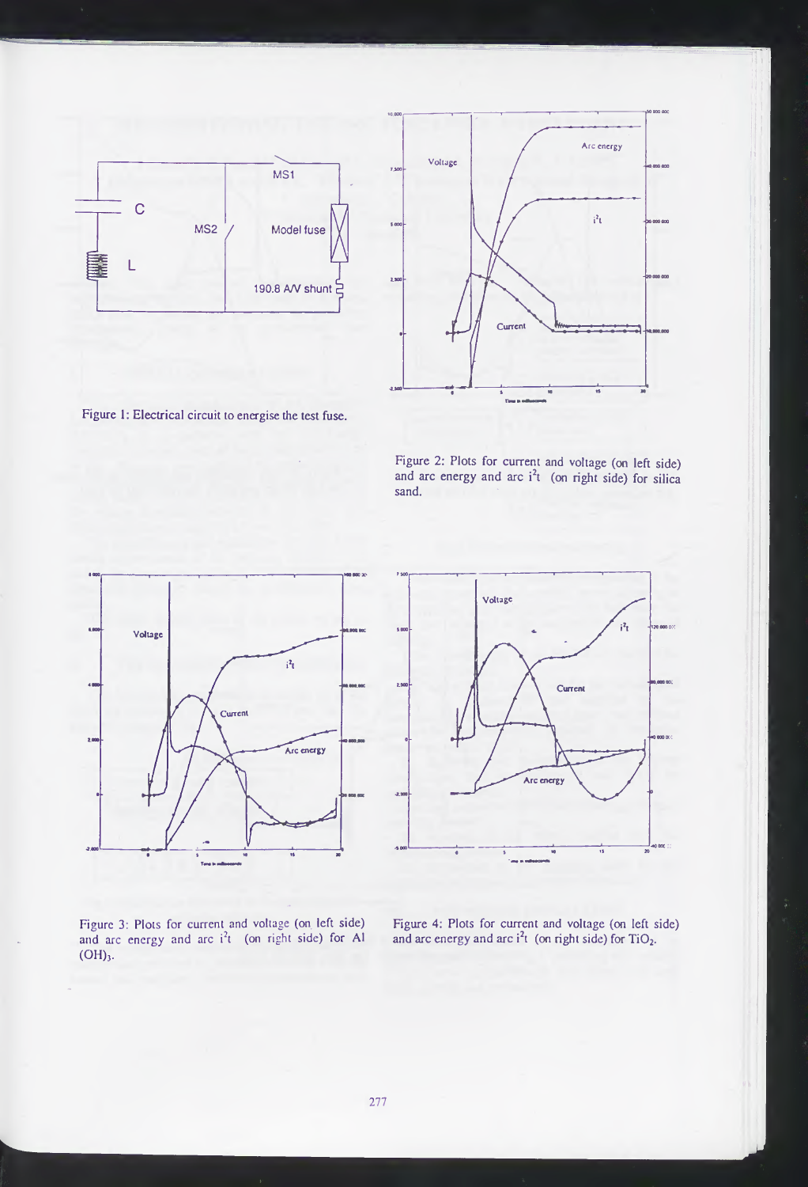Figure 1: Electrical circuit to energise the test fuse.

Figure 2: Plots for current and voltage (on left side) and arc energy and arc $i^2t$ (on right side) for silica sand.

Figure 3: Plots for current and voltage (on left side) and arc energy and arc $i^2t$ (on right side) for $Al(OH)_3$.

Figure 4: Plots for current and voltage (on left side) and arc energy and arc $i^2t$ (on right side) for $TiO_2$.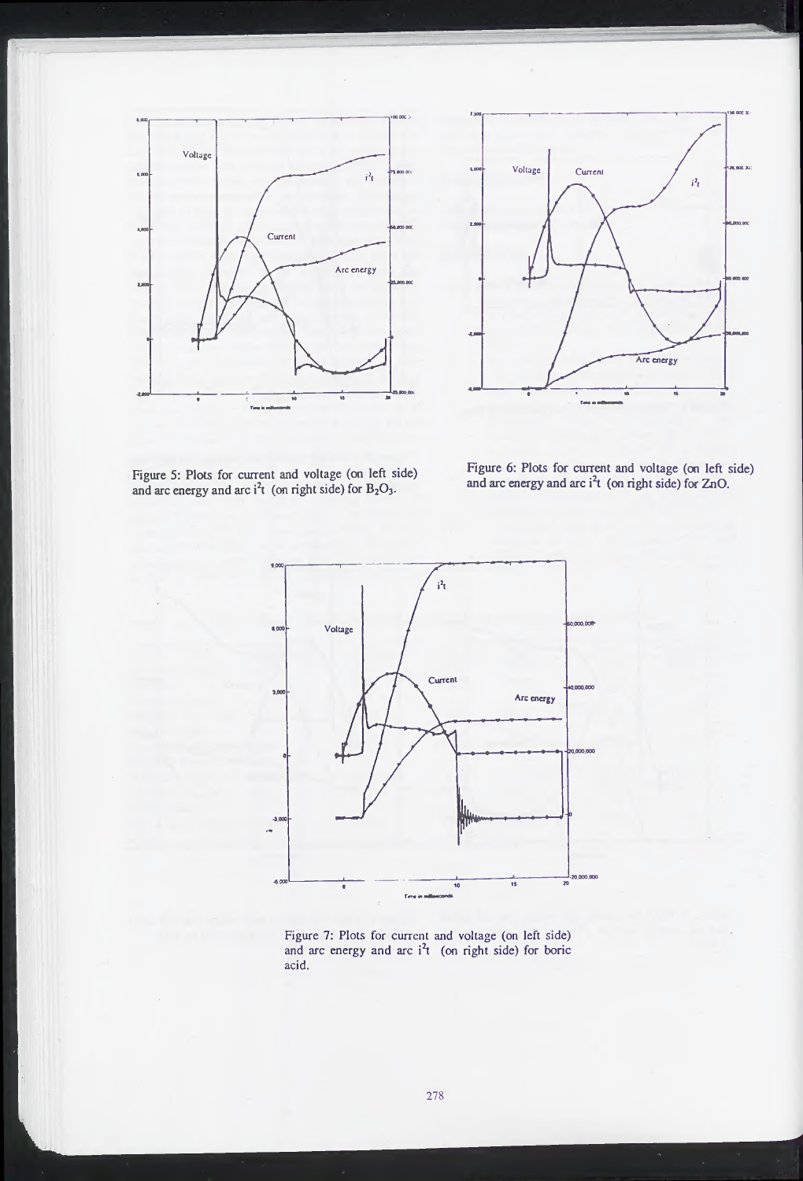Voltage

i²t

Current

Arc energy

Time in milliseconds

Figure 5: Plots for current and voltage (on left side) and arc energy and arc $i^2t$ (on right side) for $B_2O_3$.

Voltage

Current

i²t

Arc energy

Time in milliseconds

Figure 6: Plots for current and voltage (on left side) and arc energy and arc $i^2t$ (on right side) for ZnO.

9,000

6,000

3,000

0

-3,000

-6,000

i²t

Voltage

Current

Arc energy

60,000,000

40,000,000

20,000,000

0

-20,000,000

0

10

15

20

Time in milliseconds

Figure 7: Plots for current and voltage (on left side) and arc energy and arc $i^2t$ (on right side) for boric acid.